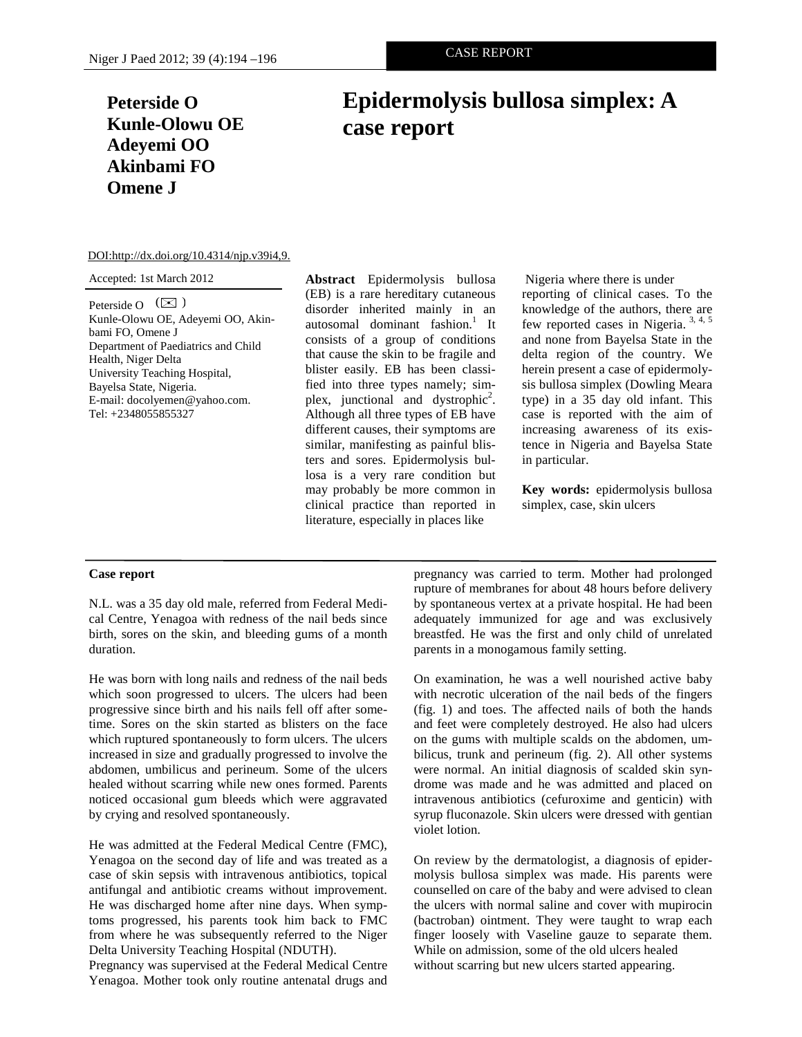CASE REPORT

# Epidermolysis bullosa simplex: A case report

**Peterside O**
**Kunle-Olowu OE**
**Adeyemi OO**
**Akinbami FO**
**Omene J**

DOI:http://dx.doi.org/10.4314/njp.v39i4,9.

Accepted: 1st March 2012

Peterside O (✉)
Kunle-Olowu OE, Adeyemi OO, Akinbami FO, Omene J
Department of Paediatrics and Child Health, Niger Delta University Teaching Hospital, Bayelsa State, Nigeria.
E-mail: docolyemen@yahoo.com.
Tel: +2348055855327

**Abstract** Epidermolysis bullosa (EB) is a rare hereditary cutaneous disorder inherited mainly in an autosomal dominant fashion.[1] It consists of a group of conditions that cause the skin to be fragile and blister easily. EB has been classified into three types namely; simplex, junctional and dystrophic[2]. Although all three types of EB have different causes, their symptoms are similar, manifesting as painful blisters and sores. Epidermolysis bullosa is a very rare condition but may probably be more common in clinical practice than reported in literature, especially in places like Nigeria where there is under reporting of clinical cases. To the knowledge of the authors, there are few reported cases in Nigeria. [3, 4, 5] and none from Bayelsa State in the delta region of the country. We herein present a case of epidermolysis bullosa simplex (Dowling Meara type) in a 35 day old infant. This case is reported with the aim of increasing awareness of its existence in Nigeria and Bayelsa State in particular.

**Key words:** epidermolysis bullosa simplex, case, skin ulcers

## Case report

N.L. was a 35 day old male, referred from Federal Medical Centre, Yenagoa with redness of the nail beds since birth, sores on the skin, and bleeding gums of a month duration.

He was born with long nails and redness of the nail beds which soon progressed to ulcers. The ulcers had been progressive since birth and his nails fell off after sometime. Sores on the skin started as blisters on the face which ruptured spontaneously to form ulcers. The ulcers increased in size and gradually progressed to involve the abdomen, umbilicus and perineum. Some of the ulcers healed without scarring while new ones formed. Parents noticed occasional gum bleeds which were aggravated by crying and resolved spontaneously.

He was admitted at the Federal Medical Centre (FMC), Yenagoa on the second day of life and was treated as a case of skin sepsis with intravenous antibiotics, topical antifungal and antibiotic creams without improvement. He was discharged home after nine days. When symptoms progressed, his parents took him back to FMC from where he was subsequently referred to the Niger Delta University Teaching Hospital (NDUTH).

Pregnancy was supervised at the Federal Medical Centre Yenagoa. Mother took only routine antenatal drugs and pregnancy was carried to term. Mother had prolonged rupture of membranes for about 48 hours before delivery by spontaneous vertex at a private hospital. He had been adequately immunized for age and was exclusively breastfed. He was the first and only child of unrelated parents in a monogamous family setting.

On examination, he was a well nourished active baby with necrotic ulceration of the nail beds of the fingers (fig. 1) and toes. The affected nails of both the hands and feet were completely destroyed. He also had ulcers on the gums with multiple scalds on the abdomen, umbilicus, trunk and perineum (fig. 2). All other systems were normal. An initial diagnosis of scalded skin syndrome was made and he was admitted and placed on intravenous antibiotics (cefuroxime and genticin) with syrup fluconazole. Skin ulcers were dressed with gentian violet lotion.

On review by the dermatologist, a diagnosis of epidermolysis bullosa simplex was made. His parents were counselled on care of the baby and were advised to clean the ulcers with normal saline and cover with mupirocin (bactroban) ointment. They were taught to wrap each finger loosely with Vaseline gauze to separate them. While on admission, some of the old ulcers healed without scarring but new ulcers started appearing.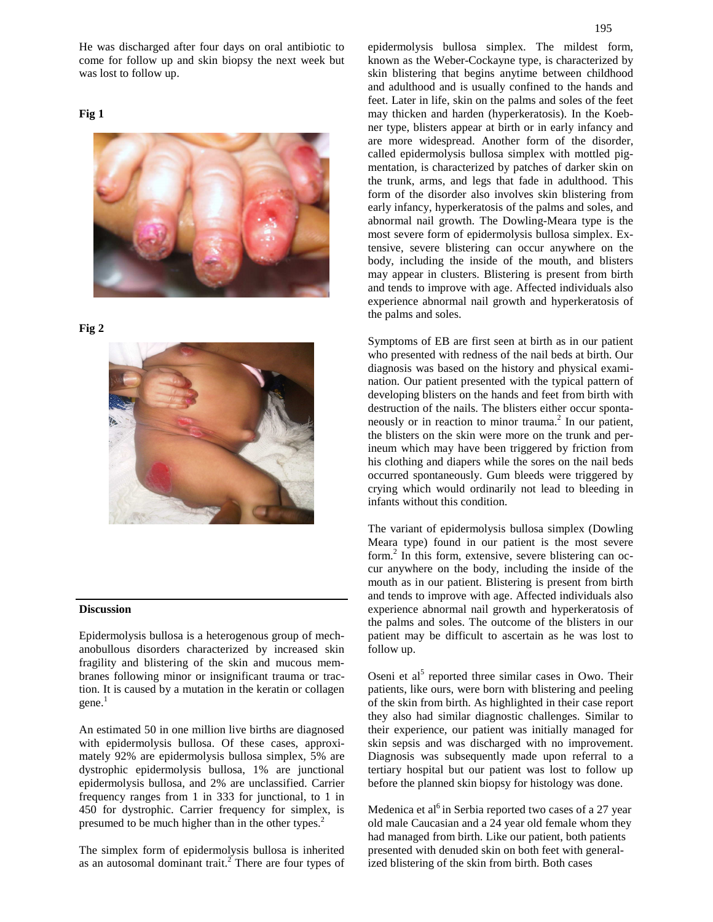He was discharged after four days on oral antibiotic to come for follow up and skin biopsy the next week but was lost to follow up.

**Fig 1**

**Fig 2**

## Discussion

Epidermolysis bullosa is a heterogenous group of mechanobullous disorders characterized by increased skin fragility and blistering of the skin and mucous membranes following minor or insignificant trauma or traction. It is caused by a mutation in the keratin or collagen gene.[1]

An estimated 50 in one million live births are diagnosed with epidermolysis bullosa. Of these cases, approximately 92% are epidermolysis bullosa simplex, 5% are dystrophic epidermolysis bullosa, 1% are junctional epidermolysis bullosa, and 2% are unclassified. Carrier frequency ranges from 1 in 333 for junctional, to 1 in 450 for dystrophic. Carrier frequency for simplex, is presumed to be much higher than in the other types.[2]

The simplex form of epidermolysis bullosa is inherited as an autosomal dominant trait.[2] There are four types of epidermolysis bullosa simplex. The mildest form, known as the Weber-Cockayne type, is characterized by skin blistering that begins anytime between childhood and adulthood and is usually confined to the hands and feet. Later in life, skin on the palms and soles of the feet may thicken and harden (hyperkeratosis). In the Koebner type, blisters appear at birth or in early infancy and are more widespread. Another form of the disorder, called epidermolysis bullosa simplex with mottled pigmentation, is characterized by patches of darker skin on the trunk, arms, and legs that fade in adulthood. This form of the disorder also involves skin blistering from early infancy, hyperkeratosis of the palms and soles, and abnormal nail growth. The Dowling-Meara type is the most severe form of epidermolysis bullosa simplex. Extensive, severe blistering can occur anywhere on the body, including the inside of the mouth, and blisters may appear in clusters. Blistering is present from birth and tends to improve with age. Affected individuals also experience abnormal nail growth and hyperkeratosis of the palms and soles.

Symptoms of EB are first seen at birth as in our patient who presented with redness of the nail beds at birth. Our diagnosis was based on the history and physical examination. Our patient presented with the typical pattern of developing blisters on the hands and feet from birth with destruction of the nails. The blisters either occur spontaneously or in reaction to minor trauma.[2] In our patient, the blisters on the skin were more on the trunk and perineum which may have been triggered by friction from his clothing and diapers while the sores on the nail beds occurred spontaneously. Gum bleeds were triggered by crying which would ordinarily not lead to bleeding in infants without this condition.

The variant of epidermolysis bullosa simplex (Dowling Meara type) found in our patient is the most severe form.[2] In this form, extensive, severe blistering can occur anywhere on the body, including the inside of the mouth as in our patient. Blistering is present from birth and tends to improve with age. Affected individuals also experience abnormal nail growth and hyperkeratosis of the palms and soles. The outcome of the blisters in our patient may be difficult to ascertain as he was lost to follow up.

Oseni et al[5] reported three similar cases in Owo. Their patients, like ours, were born with blistering and peeling of the skin from birth. As highlighted in their case report they also had similar diagnostic challenges. Similar to their experience, our patient was initially managed for skin sepsis and was discharged with no improvement. Diagnosis was subsequently made upon referral to a tertiary hospital but our patient was lost to follow up before the planned skin biopsy for histology was done.

Medenica et al[6] in Serbia reported two cases of a 27 year old male Caucasian and a 24 year old female whom they had managed from birth. Like our patient, both patients presented with denuded skin on both feet with generalized blistering of the skin from birth. Both cases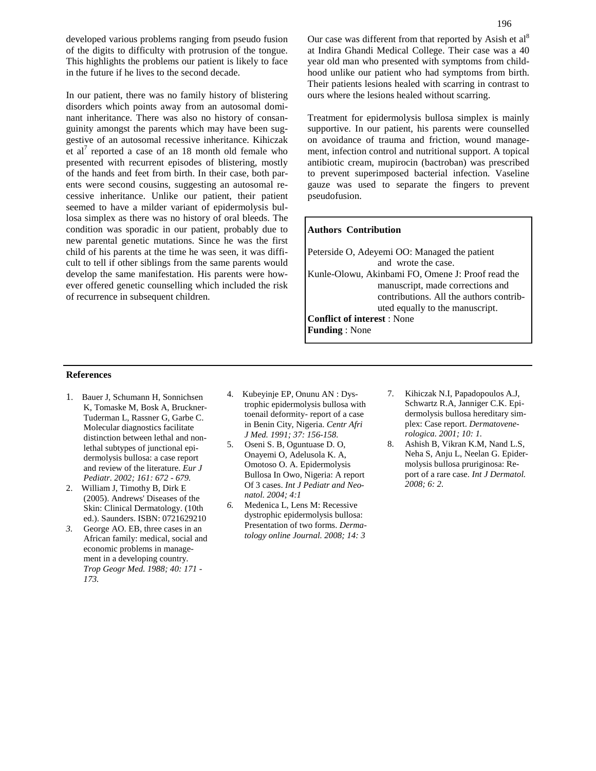developed various problems ranging from pseudo fusion of the digits to difficulty with protrusion of the tongue. This highlights the problems our patient is likely to face in the future if he lives to the second decade.

In our patient, there was no family history of blistering disorders which points away from an autosomal dominant inheritance. There was also no history of consanguinity amongst the parents which may have been suggestive of an autosomal recessive inheritance. Kihiczak et al[7] reported a case of an 18 month old female who presented with recurrent episodes of blistering, mostly of the hands and feet from birth. In their case, both parents were second cousins, suggesting an autosomal recessive inheritance. Unlike our patient, their patient seemed to have a milder variant of epidermolysis bullosa simplex as there was no history of oral bleeds. The condition was sporadic in our patient, probably due to new parental genetic mutations. Since he was the first child of his parents at the time he was seen, it was difficult to tell if other siblings from the same parents would develop the same manifestation. His parents were however offered genetic counselling which included the risk of recurrence in subsequent children.

Our case was different from that reported by Asish et al[8] at Indira Ghandi Medical College. Their case was a 40 year old man who presented with symptoms from childhood unlike our patient who had symptoms from birth. Their patients lesions healed with scarring in contrast to ours where the lesions healed without scarring.

Treatment for epidermolysis bullosa simplex is mainly supportive. In our patient, his parents were counselled on avoidance of trauma and friction, wound management, infection control and nutritional support. A topical antibiotic cream, mupirocin (bactroban) was prescribed to prevent superimposed bacterial infection. Vaseline gauze was used to separate the fingers to prevent pseudofusion.

**Authors Contribution**

Peterside O, Adeyemi OO: Managed the patient and wrote the case.
Kunle-Olowu, Akinbami FO, Omene J: Proof read the manuscript, made corrections and contributions. All the authors contributed equally to the manuscript.

**Conflict of interest** : None
**Funding** : None

## References

1. Bauer J, Schumann H, Sonnichsen K, Tomaske M, Bosk A, Bruckner-Tuderman L, Rassner G, Garbe C. Molecular diagnostics facilitate distinction between lethal and non-lethal subtypes of junctional epidermolysis bullosa: a case report and review of the literature. *Eur J Pediatr. 2002; 161: 672 - 679.*
2. William J, Timothy B, Dirk E (2005). Andrews' Diseases of the Skin: Clinical Dermatology. (10th ed.). Saunders. ISBN: 0721629210
3. George AO. EB, three cases in an African family: medical, social and economic problems in management in a developing country. *Trop Geogr Med. 1988; 40: 171 - 173.*
4. Kubeyinje EP, Onunu AN : Dystrophic epidermolysis bullosa with toenail deformity- report of a case in Benin City, Nigeria. *Centr Afri J Med. 1991; 37: 156-158.*
5. Oseni S. B, Oguntuase D. O, Onayemi O, Adelusola K. A, Omotoso O. A. Epidermolysis Bullosa In Owo, Nigeria: A report Of 3 cases. *Int J Pediatr and Neonatol. 2004; 4:1*
6. Medenica L, Lens M: Recessive dystrophic epidermolysis bullosa: Presentation of two forms. *Dermatology online Journal. 2008; 14: 3*
7. Kihiczak N.I, Papadopoulos A.J, Schwartz R.A, Janniger C.K. Epidermolysis bullosa hereditary simplex: Case report. *Dermatovenerologica. 2001; 10: 1.*
8. Ashish B, Vikran K.M, Nand L.S, Neha S, Anju L, Neelan G. Epidermolysis bullosa pruriginosa: Report of a rare case. *Int J Dermatol. 2008; 6: 2.*